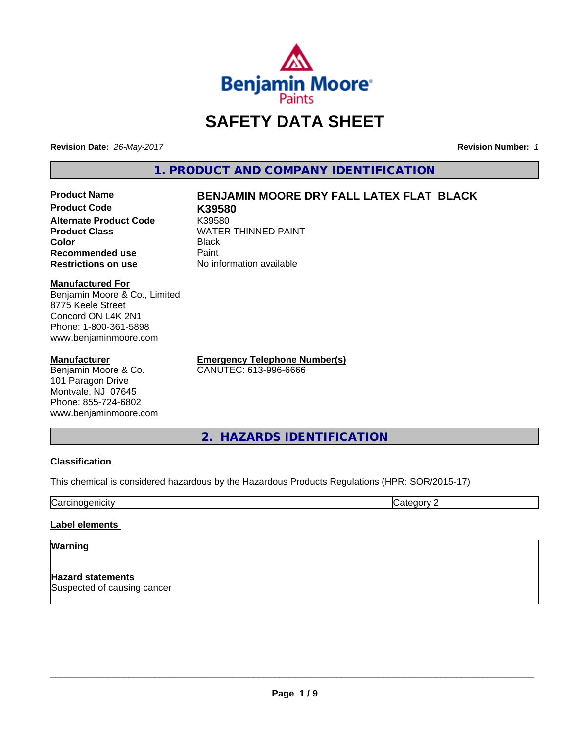Benjamin Moore Paints

# SAFETY DATA SHEET

**Revision Date:** *26-May-2017*

**Revision Number:** *1*

## 1. PRODUCT AND COMPANY IDENTIFICATION

| | |
|---|---|
| **Product Name** | **BENJAMIN MOORE DRY FALL LATEX FLAT BLACK** |
| **Product Code** | **K39580** |
| **Alternate Product Code** | K39580 |
| **Product Class** | WATER THINNED PAINT |
| **Color** | Black |
| **Recommended use** | Paint |
| **Restrictions on use** | No information available |

**Manufactured For**
Benjamin Moore & Co., Limited
8775 Keele Street
Concord ON L4K 2N1
Phone: 1-800-361-5898
www.benjaminmoore.com

**Manufacturer**
Benjamin Moore & Co.
101 Paragon Drive
Montvale, NJ 07645
Phone: 855-724-6802
www.benjaminmoore.com

**Emergency Telephone Number(s)**
CANUTEC: 613-996-6666

## 2. HAZARDS IDENTIFICATION

**Classification**

This chemical is considered hazardous by the Hazardous Products Regulations (HPR: SOR/2015-17)

| | |
|---|---|
| Carcinogenicity | Category 2 |

**Label elements**

**Warning**

**Hazard statements**
Suspected of causing cancer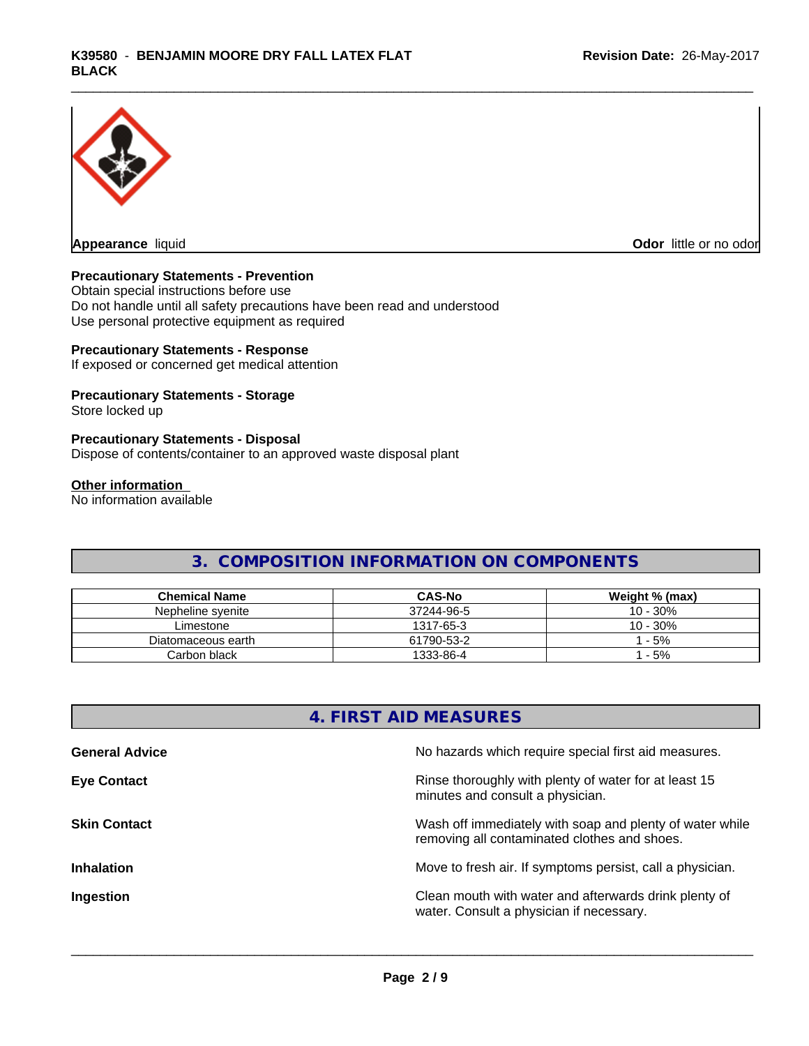**Appearance** liquid

**Odor** little or no odor

**Precautionary Statements - Prevention**

Obtain special instructions before use
Do not handle until all safety precautions have been read and understood
Use personal protective equipment as required

**Precautionary Statements - Response**

If exposed or concerned get medical attention

**Precautionary Statements - Storage**

Store locked up

**Precautionary Statements - Disposal**

Dispose of contents/container to an approved waste disposal plant

**Other information**

No information available

## 3. COMPOSITION INFORMATION ON COMPONENTS

| Chemical Name | CAS-No | Weight % (max) |
|---|---|---|
| Nepheline syenite | 37244-96-5 | 10 - 30% |
| Limestone | 1317-65-3 | 10 - 30% |
| Diatomaceous earth | 61790-53-2 | 1 - 5% |
| Carbon black | 1333-86-4 | 1 - 5% |

## 4. FIRST AID MEASURES

**General Advice** No hazards which require special first aid measures.

**Eye Contact** Rinse thoroughly with plenty of water for at least 15 minutes and consult a physician.

**Skin Contact** Wash off immediately with soap and plenty of water while removing all contaminated clothes and shoes.

**Inhalation** Move to fresh air. If symptoms persist, call a physician.

**Ingestion** Clean mouth with water and afterwards drink plenty of water. Consult a physician if necessary.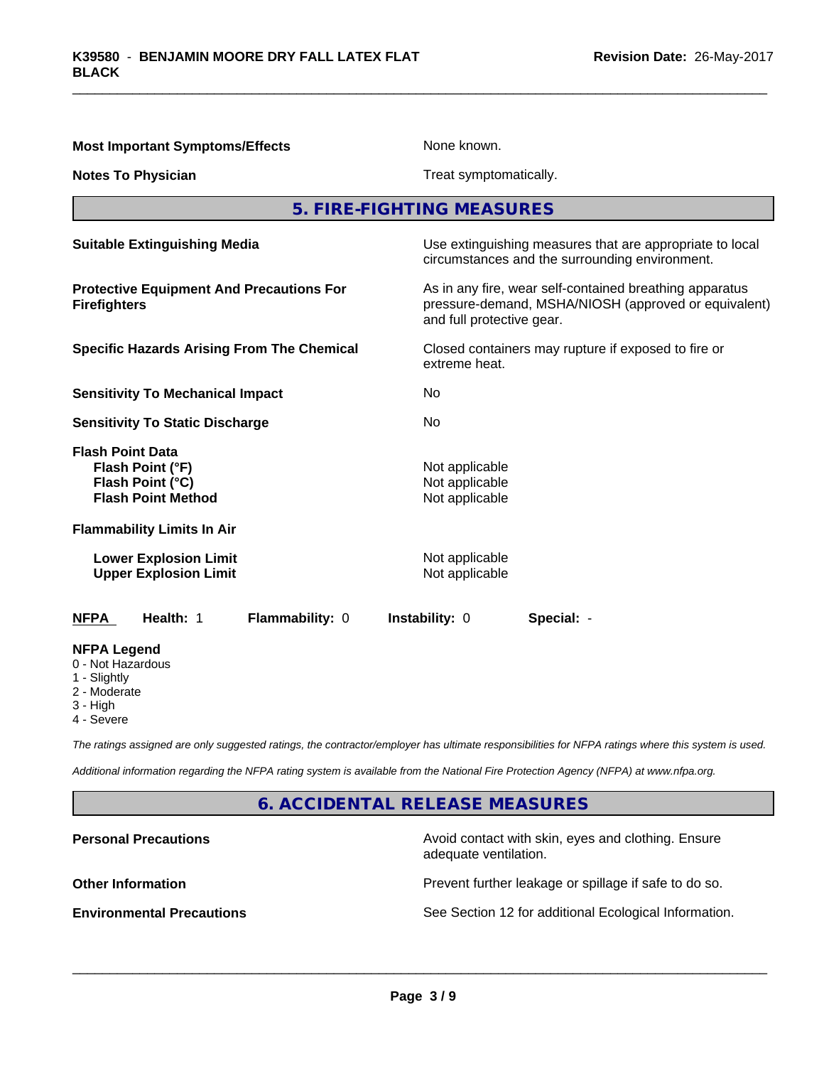| | |
|---|---|
| **Most Important Symptoms/Effects** | None known. |
| **Notes To Physician** | Treat symptomatically. |

## 5. FIRE-FIGHTING MEASURES

| | |
|---|---|
| **Suitable Extinguishing Media** | Use extinguishing measures that are appropriate to local circumstances and the surrounding environment. |
| **Protective Equipment And Precautions For Firefighters** | As in any fire, wear self-contained breathing apparatus pressure-demand, MSHA/NIOSH (approved or equivalent) and full protective gear. |
| **Specific Hazards Arising From The Chemical** | Closed containers may rupture if exposed to fire or extreme heat. |
| **Sensitivity To Mechanical Impact** | No |
| **Sensitivity To Static Discharge** | No |
| **Flash Point Data** | |
| **Flash Point (°F)** | Not applicable |
| **Flash Point (°C)** | Not applicable |
| **Flash Point Method** | Not applicable |
| **Flammability Limits In Air** | |
| **Lower Explosion Limit** | Not applicable |
| **Upper Explosion Limit** | Not applicable |

| **NFPA** | **Health:** 1 | **Flammability:** 0 | **Instability:** 0 | **Special:** - |
|---|---|---|---|---|

**NFPA Legend**

- 0 - Not Hazardous
- 1 - Slightly
- 2 - Moderate
- 3 - High
- 4 - Severe

*The ratings assigned are only suggested ratings, the contractor/employer has ultimate responsibilities for NFPA ratings where this system is used.*

*Additional information regarding the NFPA rating system is available from the National Fire Protection Agency (NFPA) at www.nfpa.org.*

## 6. ACCIDENTAL RELEASE MEASURES

| | |
|---|---|
| **Personal Precautions** | Avoid contact with skin, eyes and clothing. Ensure adequate ventilation. |
| **Other Information** | Prevent further leakage or spillage if safe to do so. |
| **Environmental Precautions** | See Section 12 for additional Ecological Information. |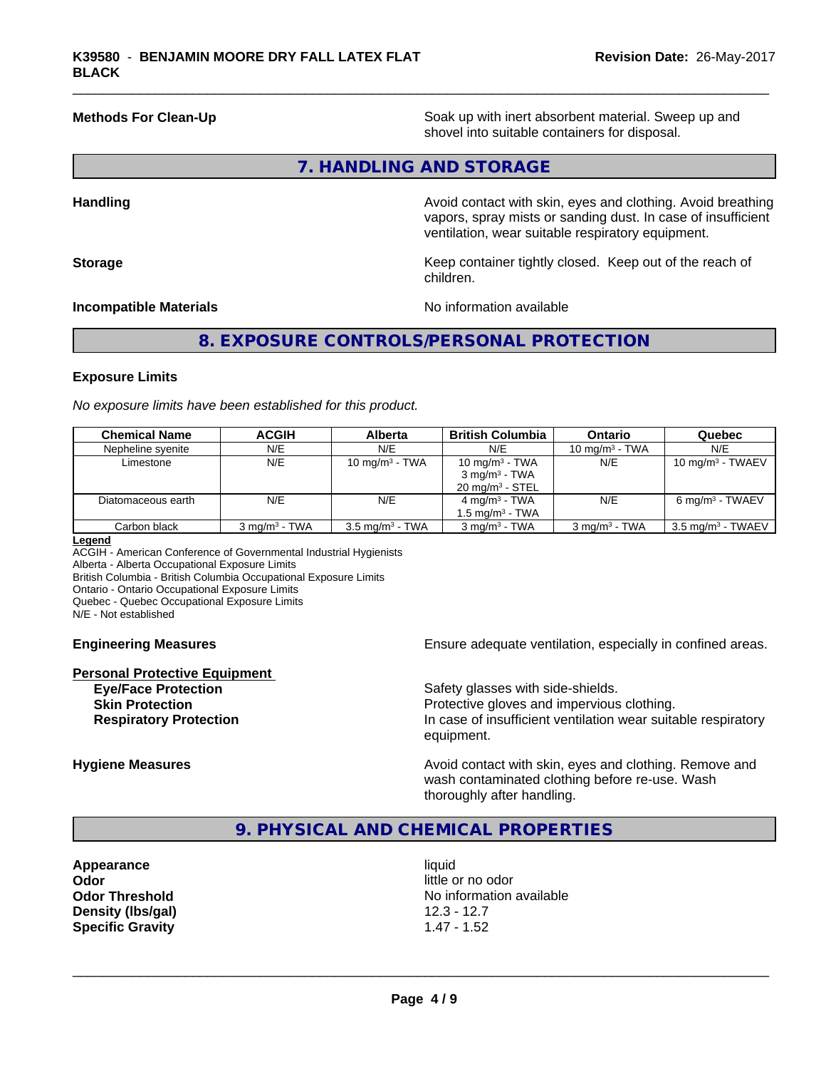**Methods For Clean-Up**

Soak up with inert absorbent material. Sweep up and shovel into suitable containers for disposal.

## 7. HANDLING AND STORAGE

**Handling**

Avoid contact with skin, eyes and clothing. Avoid breathing vapors, spray mists or sanding dust. In case of insufficient ventilation, wear suitable respiratory equipment.

**Storage**

Keep container tightly closed. Keep out of the reach of children.

**Incompatible Materials**

No information available

## 8. EXPOSURE CONTROLS/PERSONAL PROTECTION

### Exposure Limits

*No exposure limits have been established for this product.*

| Chemical Name | ACGIH | Alberta | British Columbia | Ontario | Quebec |
|---|---|---|---|---|---|
| Nepheline syenite | N/E | N/E | N/E | 10 mg/m³ - TWA | N/E |
| Limestone | N/E | 10 mg/m³ - TWA | 10 mg/m³ - TWA<br>3 mg/m³ - TWA<br>20 mg/m³ - STEL | N/E | 10 mg/m³ - TWAEV |
| Diatomaceous earth | N/E | N/E | 4 mg/m³ - TWA<br>1.5 mg/m³ - TWA | N/E | 6 mg/m³ - TWAEV |
| Carbon black | 3 mg/m³ - TWA | 3.5 mg/m³ - TWA | 3 mg/m³ - TWA | 3 mg/m³ - TWA | 3.5 mg/m³ - TWAEV |

**Legend**

ACGIH - American Conference of Governmental Industrial Hygienists
Alberta - Alberta Occupational Exposure Limits
British Columbia - British Columbia Occupational Exposure Limits
Ontario - Ontario Occupational Exposure Limits
Quebec - Quebec Occupational Exposure Limits
N/E - Not established

**Engineering Measures**

Ensure adequate ventilation, especially in confined areas.

**Personal Protective Equipment**

**Eye/Face Protection** — Safety glasses with side-shields.
**Skin Protection** — Protective gloves and impervious clothing.
**Respiratory Protection** — In case of insufficient ventilation wear suitable respiratory equipment.

**Hygiene Measures**

Avoid contact with skin, eyes and clothing. Remove and wash contaminated clothing before re-use. Wash thoroughly after handling.

## 9. PHYSICAL AND CHEMICAL PROPERTIES

**Appearance** — liquid
**Odor** — little or no odor
**Odor Threshold** — No information available
**Density (lbs/gal)** — 12.3 - 12.7
**Specific Gravity** — 1.47 - 1.52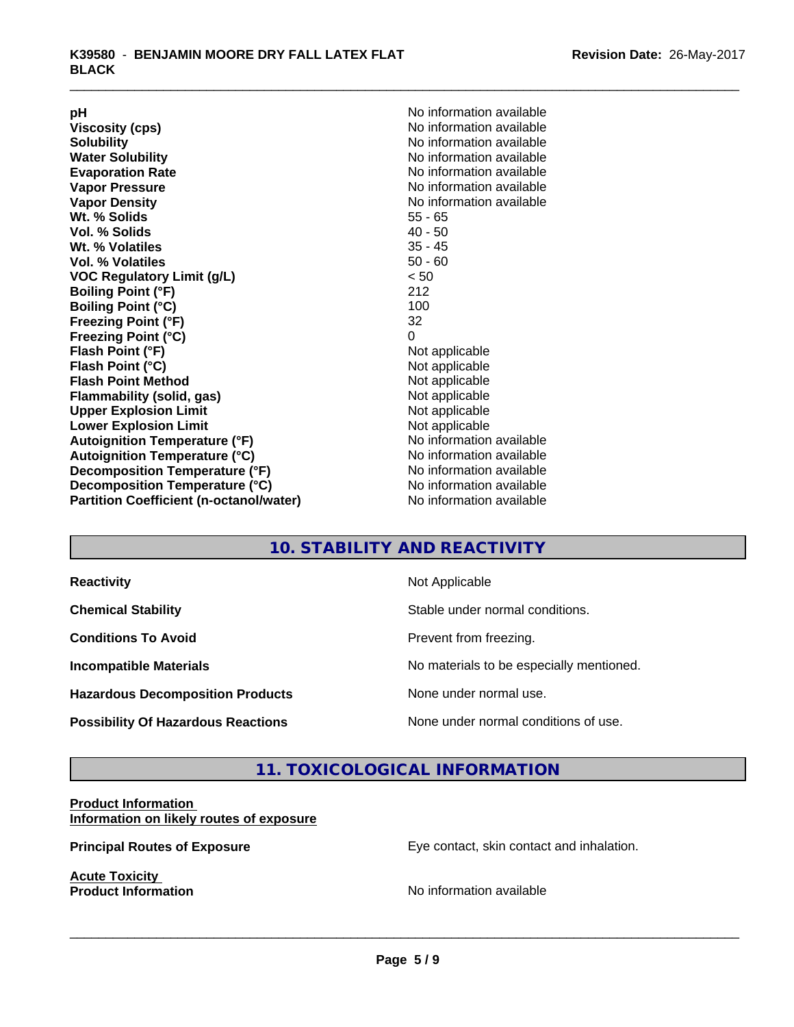| | |
|---|---|
| **pH** | No information available |
| **Viscosity (cps)** | No information available |
| **Solubility** | No information available |
| **Water Solubility** | No information available |
| **Evaporation Rate** | No information available |
| **Vapor Pressure** | No information available |
| **Vapor Density** | No information available |
| **Wt. % Solids** | 55 - 65 |
| **Vol. % Solids** | 40 - 50 |
| **Wt. % Volatiles** | 35 - 45 |
| **Vol. % Volatiles** | 50 - 60 |
| **VOC Regulatory Limit (g/L)** | < 50 |
| **Boiling Point (°F)** | 212 |
| **Boiling Point (°C)** | 100 |
| **Freezing Point (°F)** | 32 |
| **Freezing Point (°C)** | 0 |
| **Flash Point (°F)** | Not applicable |
| **Flash Point (°C)** | Not applicable |
| **Flash Point Method** | Not applicable |
| **Flammability (solid, gas)** | Not applicable |
| **Upper Explosion Limit** | Not applicable |
| **Lower Explosion Limit** | Not applicable |
| **Autoignition Temperature (°F)** | No information available |
| **Autoignition Temperature (°C)** | No information available |
| **Decomposition Temperature (°F)** | No information available |
| **Decomposition Temperature (°C)** | No information available |
| **Partition Coefficient (n-octanol/water)** | No information available |

## 10. STABILITY AND REACTIVITY

| | |
|---|---|
| **Reactivity** | Not Applicable |
| **Chemical Stability** | Stable under normal conditions. |
| **Conditions To Avoid** | Prevent from freezing. |
| **Incompatible Materials** | No materials to be especially mentioned. |
| **Hazardous Decomposition Products** | None under normal use. |
| **Possibility Of Hazardous Reactions** | None under normal conditions of use. |

## 11. TOXICOLOGICAL INFORMATION

**Product Information**
**Information on likely routes of exposure**

**Principal Routes of Exposure** — Eye contact, skin contact and inhalation.

**Acute Toxicity**
**Product Information** — No information available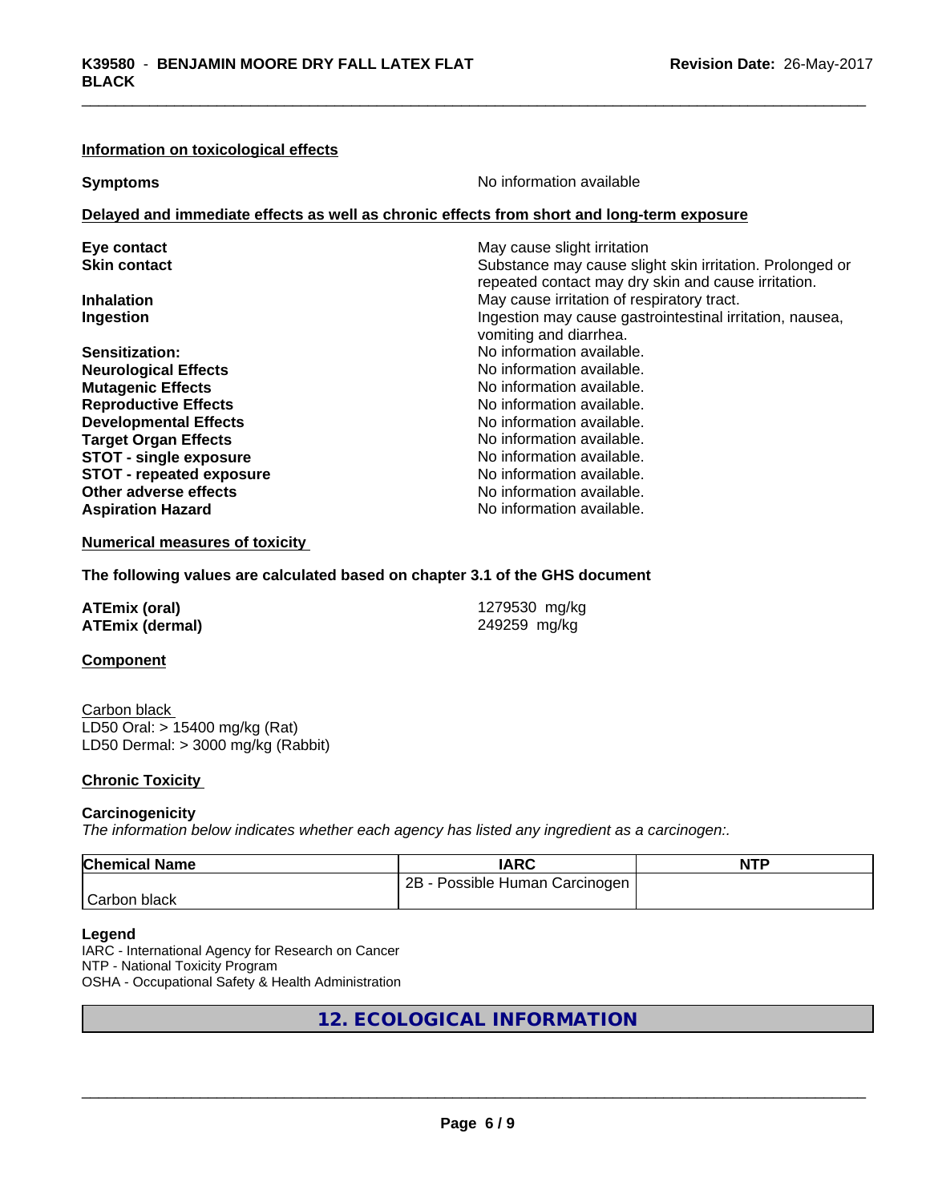#### Information on toxicological effects

**Symptoms** No information available

#### Delayed and immediate effects as well as chronic effects from short and long-term exposure

**Eye contact** May cause slight irritation
**Skin contact** Substance may cause slight skin irritation. Prolonged or repeated contact may dry skin and cause irritation.
**Inhalation** May cause irritation of respiratory tract.
**Ingestion** Ingestion may cause gastrointestinal irritation, nausea, vomiting and diarrhea.
**Sensitization:** No information available.
**Neurological Effects** No information available.
**Mutagenic Effects** No information available.
**Reproductive Effects** No information available.
**Developmental Effects** No information available.
**Target Organ Effects** No information available.
**STOT - single exposure** No information available.
**STOT - repeated exposure** No information available.
**Other adverse effects** No information available.
**Aspiration Hazard** No information available.

#### Numerical measures of toxicity

**The following values are calculated based on chapter 3.1 of the GHS document**

**ATEmix (oral)** 1279530 mg/kg
**ATEmix (dermal)** 249259 mg/kg

#### Component

Carbon black
LD50 Oral: > 15400 mg/kg (Rat)
LD50 Dermal: > 3000 mg/kg (Rabbit)

#### Chronic Toxicity

**Carcinogenicity**
*The information below indicates whether each agency has listed any ingredient as a carcinogen:.*

| Chemical Name | IARC | NTP |
|---|---|---|
| Carbon black | 2B - Possible Human Carcinogen | |

**Legend**
IARC - International Agency for Research on Cancer
NTP - National Toxicity Program
OSHA - Occupational Safety & Health Administration

## 12. ECOLOGICAL INFORMATION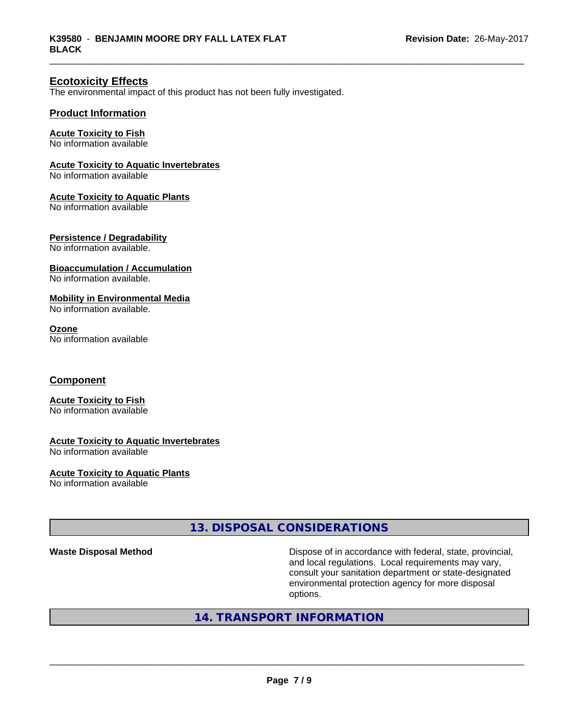## Ecotoxicity Effects

The environmental impact of this product has not been fully investigated.

### Product Information

**Acute Toxicity to Fish**
No information available

**Acute Toxicity to Aquatic Invertebrates**
No information available

**Acute Toxicity to Aquatic Plants**
No information available

**Persistence / Degradability**
No information available.

**Bioaccumulation / Accumulation**
No information available.

**Mobility in Environmental Media**
No information available.

**Ozone**
No information available

### Component

**Acute Toxicity to Fish**
No information available

**Acute Toxicity to Aquatic Invertebrates**
No information available

**Acute Toxicity to Aquatic Plants**
No information available

## 13. DISPOSAL CONSIDERATIONS

**Waste Disposal Method**

Dispose of in accordance with federal, state, provincial, and local regulations. Local requirements may vary, consult your sanitation department or state-designated environmental protection agency for more disposal options.

## 14. TRANSPORT INFORMATION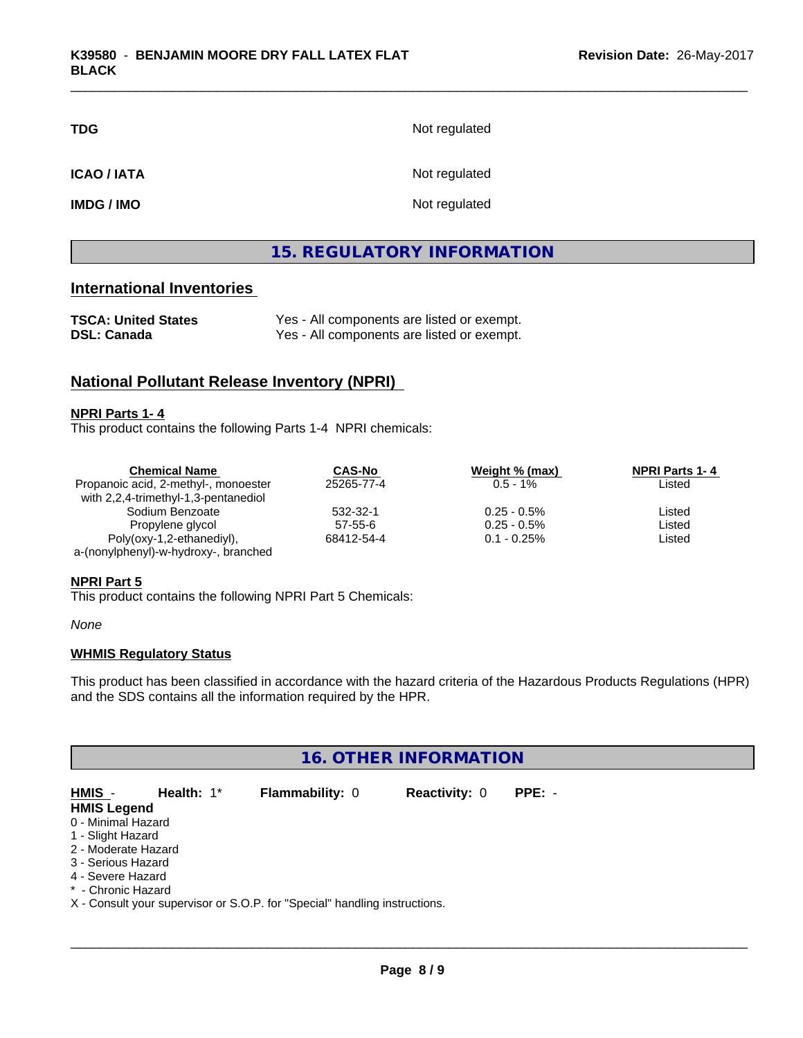| | |
|---|---|
| **TDG** | Not regulated |
| **ICAO / IATA** | Not regulated |
| **IMDG / IMO** | Not regulated |

## 15. REGULATORY INFORMATION

### International Inventories

| | |
|---|---|
| **TSCA: United States** | Yes - All components are listed or exempt. |
| **DSL: Canada** | Yes - All components are listed or exempt. |

### National Pollutant Release Inventory (NPRI)

**NPRI Parts 1- 4**

This product contains the following Parts 1-4 NPRI chemicals:

| Chemical Name | CAS-No | Weight % (max) | NPRI Parts 1- 4 |
|---|---|---|---|
| Propanoic acid, 2-methyl-, monoester with 2,2,4-trimethyl-1,3-pentanediol | 25265-77-4 | 0.5 - 1% | Listed |
| Sodium Benzoate | 532-32-1 | 0.25 - 0.5% | Listed |
| Propylene glycol | 57-55-6 | 0.25 - 0.5% | Listed |
| Poly(oxy-1,2-ethanediyl), a-(nonylphenyl)-w-hydroxy-, branched | 68412-54-4 | 0.1 - 0.25% | Listed |

**NPRI Part 5**

This product contains the following NPRI Part 5 Chemicals:

*None*

**WHMIS Regulatory Status**

This product has been classified in accordance with the hazard criteria of the Hazardous Products Regulations (HPR) and the SDS contains all the information required by the HPR.

## 16. OTHER INFORMATION

**HMIS** - **Health:** 1* **Flammability:** 0 **Reactivity:** 0 **PPE:** -

**HMIS Legend**

0 - Minimal Hazard
1 - Slight Hazard
2 - Moderate Hazard
3 - Serious Hazard
4 - Severe Hazard
* - Chronic Hazard
X - Consult your supervisor or S.O.P. for "Special" handling instructions.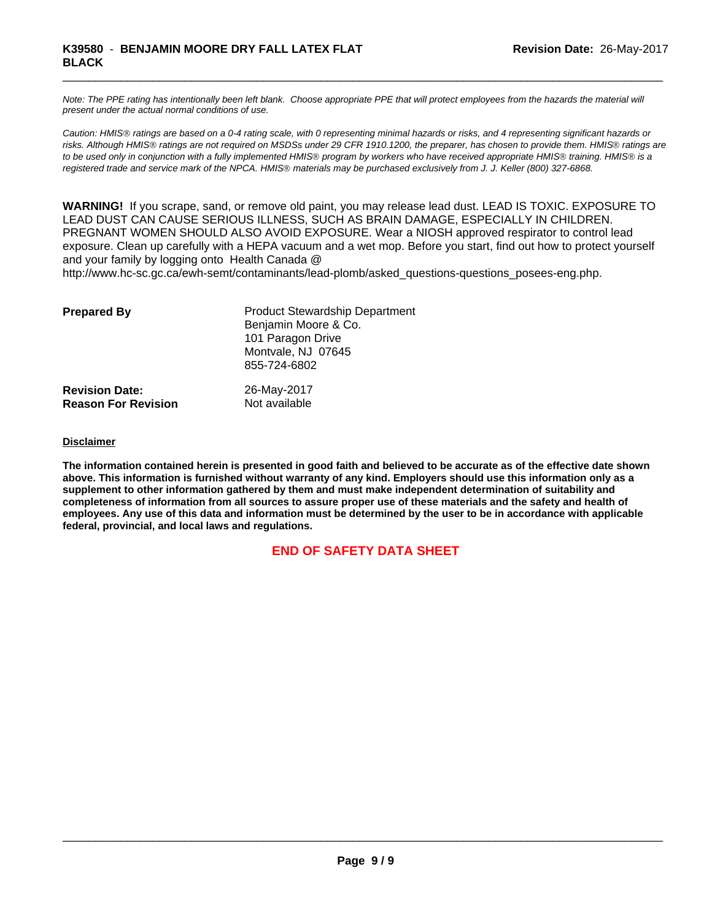*Note: The PPE rating has intentionally been left blank. Choose appropriate PPE that will protect employees from the hazards the material will present under the actual normal conditions of use.*

*Caution: HMIS® ratings are based on a 0-4 rating scale, with 0 representing minimal hazards or risks, and 4 representing significant hazards or risks. Although HMIS® ratings are not required on MSDSs under 29 CFR 1910.1200, the preparer, has chosen to provide them. HMIS® ratings are to be used only in conjunction with a fully implemented HMIS® program by workers who have received appropriate HMIS® training. HMIS® is a registered trade and service mark of the NPCA. HMIS® materials may be purchased exclusively from J. J. Keller (800) 327-6868.*

**WARNING!** If you scrape, sand, or remove old paint, you may release lead dust. LEAD IS TOXIC. EXPOSURE TO LEAD DUST CAN CAUSE SERIOUS ILLNESS, SUCH AS BRAIN DAMAGE, ESPECIALLY IN CHILDREN. PREGNANT WOMEN SHOULD ALSO AVOID EXPOSURE. Wear a NIOSH approved respirator to control lead exposure. Clean up carefully with a HEPA vacuum and a wet mop. Before you start, find out how to protect yourself and your family by logging onto Health Canada @ http://www.hc-sc.gc.ca/ewh-semt/contaminants/lead-plomb/asked_questions-questions_posees-eng.php.

| | |
|---|---|
| **Prepared By** | Product Stewardship Department<br>Benjamin Moore & Co.<br>101 Paragon Drive<br>Montvale, NJ 07645<br>855-724-6802 |
| **Revision Date:** | 26-May-2017 |
| **Reason For Revision** | Not available |

**Disclaimer**

**The information contained herein is presented in good faith and believed to be accurate as of the effective date shown above. This information is furnished without warranty of any kind. Employers should use this information only as a supplement to other information gathered by them and must make independent determination of suitability and completeness of information from all sources to assure proper use of these materials and the safety and health of employees. Any use of this data and information must be determined by the user to be in accordance with applicable federal, provincial, and local laws and regulations.**

**END OF SAFETY DATA SHEET**